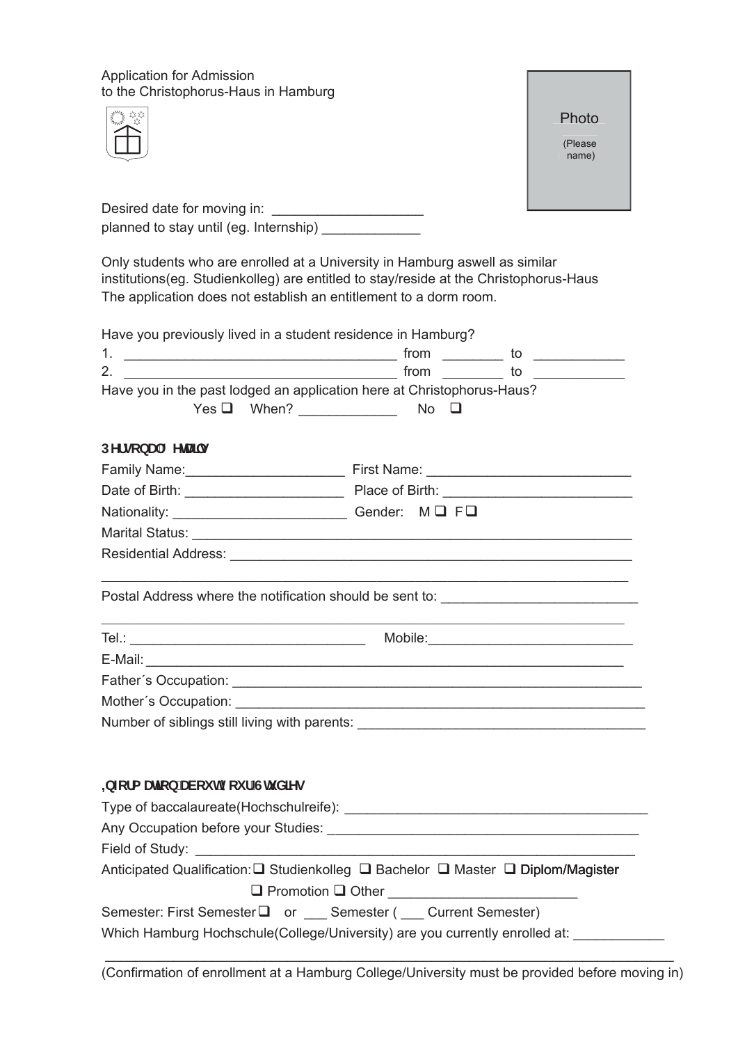Application for Admission
to the Christophorus-Haus in Hamburg

Photo

(Please name)

Desired date for moving in: ___________________

planned to stay until (eg. Internship) ____________

Only students who are enrolled at a University in Hamburg aswell as similar institutions(eg. Studienkolleg) are entitled to stay/reside at the Christophorus-Haus
The application does not establish an entitlement to a dorm room.

Have you previously lived in a student residence in Hamburg?

1. ________________________________ from ________ to ___________
2. ________________________________ from ________ to ___________

Have you in the past lodged an application here at Christophorus-Haus?

Yes ☐ When? ____________ No ☐

## 3HUVRQDO'HWDLOV

Family Name:____________________ First Name: _________________________

Date of Birth: ____________________ Place of Birth: _______________________

Nationality: ______________________ Gender: M ☐ F ☐

Marital Status: ______________________________________________________

Residential Address: __________________________________________________

______________________________________________________________________

Postal Address where the notification should be sent to: _______________________

______________________________________________________________________

Tel.: ______________________________ Mobile:___________________________

E-Mail: _____________________________________________________________

Father´s Occupation: _________________________________________________

Mother´s Occupation: _________________________________________________

Number of siblings still living with parents: ______________________________

## ,QIRUPDWLRQDERXW\RXU6WXGLHV

Type of baccalaureate(Hochschulreife): ____________________________________

Any Occupation before your Studies: _____________________________________

Field of Study: _______________________________________________________

Anticipated Qualification: ☐ Studienkolleg ☐ Bachelor ☐ Master ☐ Diplom/Magister

☐ Promotion ☐ Other _______________________

Semester: First Semester ☐ or ___ Semester ( ___ Current Semester)

Which Hamburg Hochschule(College/University) are you currently enrolled at: ___________

______________________________________________________________________

(Confirmation of enrollment at a Hamburg College/University must be provided before moving in)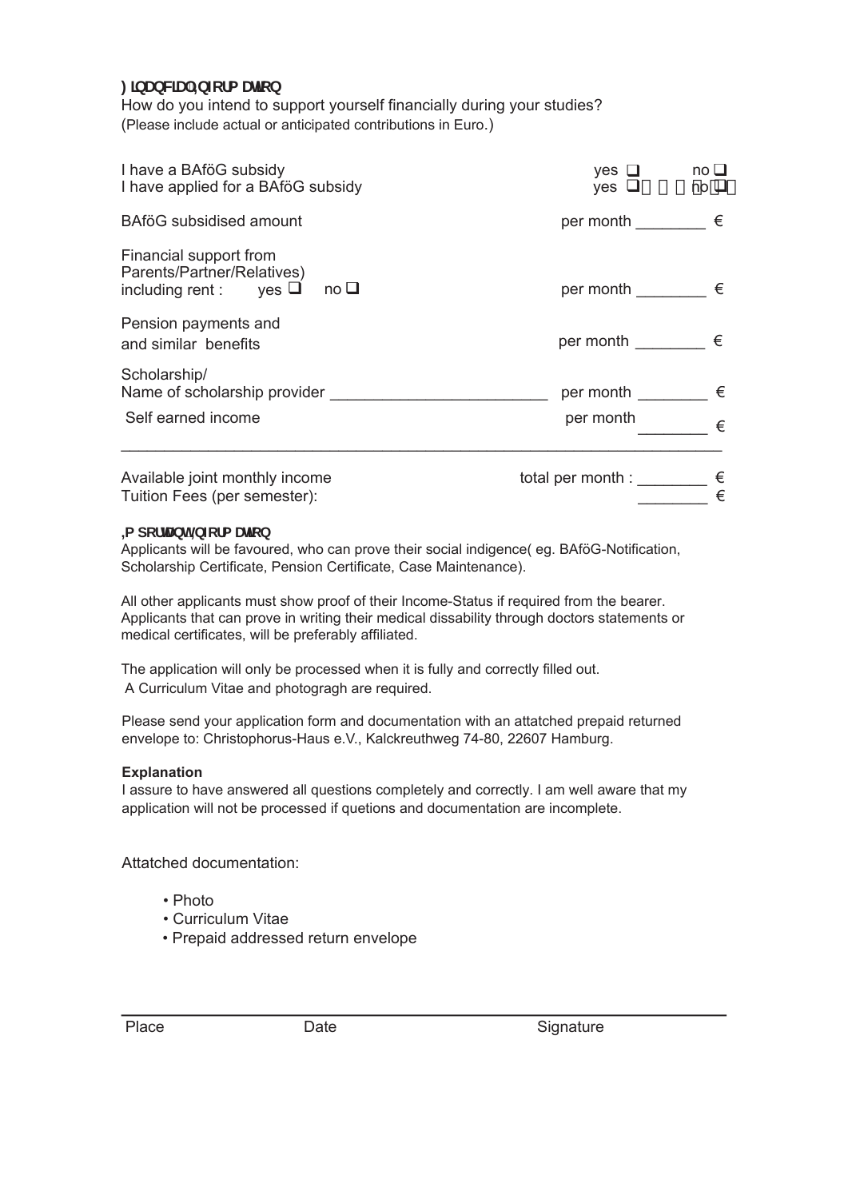**) LQDQFLDO,QIRUP DWLRQ**

How do you intend to support yourself financially during your studies?
(Please include actual or anticipated contributions in Euro.)

| | |
|---|---|
| I have a BAföG subsidy | yes ❑ no ❑ |
| I have applied for a BAföG subsidy | yes ❑ no ❑ |
| BAföG subsidised amount | per month ________ € |
| Financial support from Parents/Partner/Relatives) including rent : yes ❑ no ❑ | per month ________ € |
| Pension payments and and similar benefits | per month ________ € |
| Scholarship/ Name of scholarship provider ________________________ | per month ________ € |
| Self earned income | per month ________ € |
| Available joint monthly income | total per month : ________ € |
| Tuition Fees (per semester): | ________ € |

**,P SRUWDQW,QIRUP DWLRQ**

Applicants will be favoured, who can prove their social indigence( eg. BAföG-Notification, Scholarship Certificate, Pension Certificate, Case Maintenance).

All other applicants must show proof of their Income-Status if required from the bearer. Applicants that can prove in writing their medical dissability through doctors statements or medical certificates, will be preferably affiliated.

The application will only be processed when it is fully and correctly filled out.
A Curriculum Vitae and photogragh are required.

Please send your application form and documentation with an attatched prepaid returned envelope to: Christophorus-Haus e.V., Kalckreuthweg 74-80, 22607 Hamburg.

**Explanation**

I assure to have answered all questions completely and correctly. I am well aware that my application will not be processed if quetions and documentation are incomplete.

Attatched documentation:

- Photo
- Curriculum Vitae
- Prepaid addressed return envelope

Place    Date    Signature